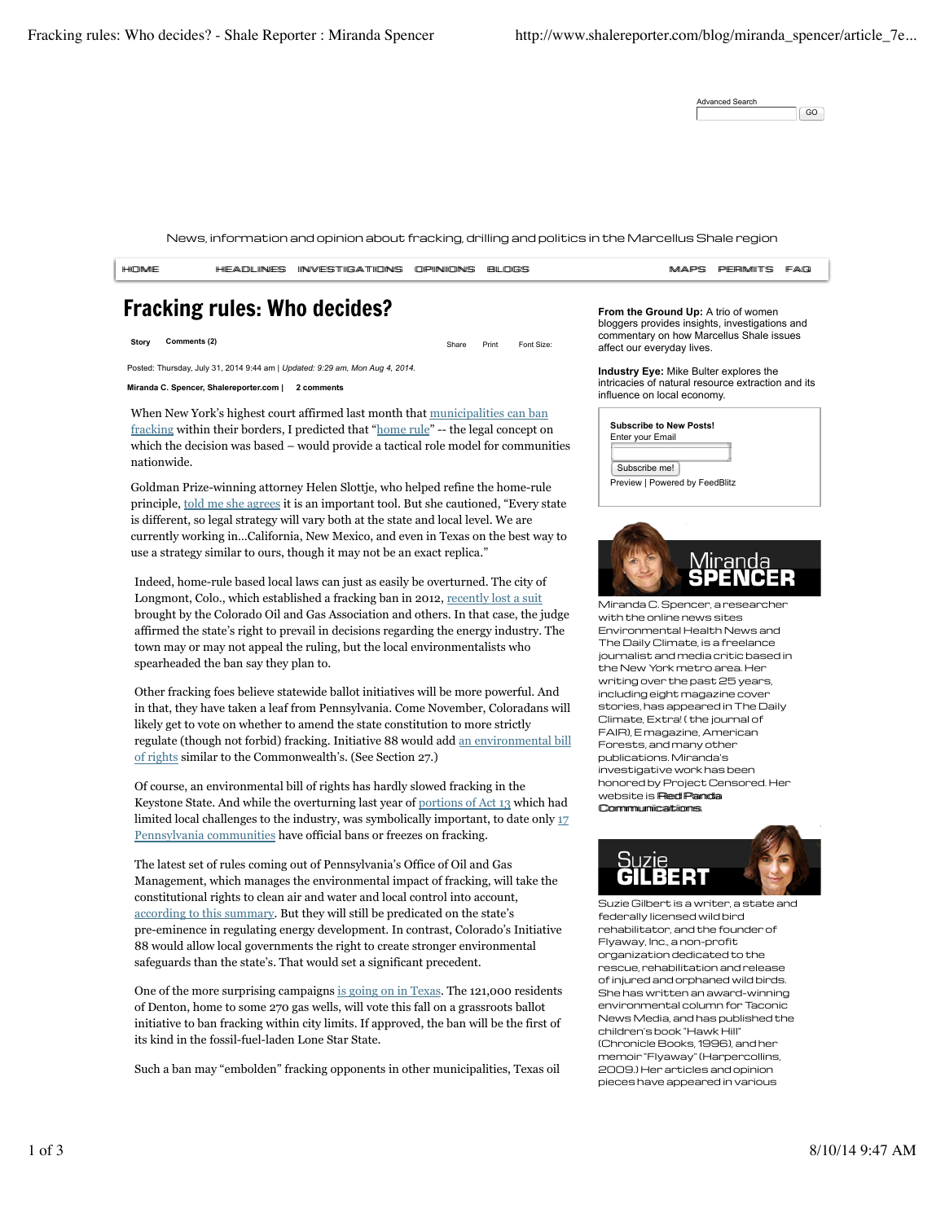Advanced Search

GO

News, information and opinion about fracking, drilling and politics in the Marcellus Shale region

HOME HEADLINES INVESTIGATIONS OPINIONS BLOGS MAPS PERMITS FAQ

# Fracking rules: Who decides?

Story Comments (2) Share Print Font Size:

Posted: Thursday, July 31, 2014 9:44 am | *Updated: 9:29 am, Mon Aug 4, 2014.*

**Miranda C. Spencer, Shalereporter.com | 2 comments**

When New York's highest court affirmed last month that municipalities can ban fracking within their borders, I predicted that "home rule" -- the legal concept on which the decision was based – would provide a tactical role model for communities nationwide.

Goldman Prize-winning attorney Helen Slottje, who helped refine the home-rule principle, told me she agrees it is an important tool. But she cautioned, "Every state is different, so legal strategy will vary both at the state and local level. We are currently working in...California, New Mexico, and even in Texas on the best way to use a strategy similar to ours, though it may not be an exact replica."

Indeed, home-rule based local laws can just as easily be overturned. The city of Longmont, Colo., which established a fracking ban in 2012, recently lost a suit brought by the Colorado Oil and Gas Association and others. In that case, the judge affirmed the state's right to prevail in decisions regarding the energy industry. The town may or may not appeal the ruling, but the local environmentalists who spearheaded the ban say they plan to.

Other fracking foes believe statewide ballot initiatives will be more powerful. And in that, they have taken a leaf from Pennsylvania. Come November, Coloradans will likely get to vote on whether to amend the state constitution to more strictly regulate (though not forbid) fracking. Initiative 88 would add an environmental bill of rights similar to the Commonwealth's. (See Section 27.)

Of course, an environmental bill of rights has hardly slowed fracking in the Keystone State. And while the overturning last year of portions of Act 13 which had limited local challenges to the industry, was symbolically important, to date only 17 Pennsylvania communities have official bans or freezes on fracking.

The latest set of rules coming out of Pennsylvania's Office of Oil and Gas Management, which manages the environmental impact of fracking, will take the constitutional rights to clean air and water and local control into account, according to this summary. But they will still be predicated on the state's pre-eminence in regulating energy development. In contrast, Colorado's Initiative 88 would allow local governments the right to create stronger environmental safeguards than the state's. That would set a significant precedent.

One of the more surprising campaigns is going on in Texas. The 121,000 residents of Denton, home to some 270 gas wells, will vote this fall on a grassroots ballot initiative to ban fracking within city limits. If approved, the ban will be the first of its kind in the fossil-fuel-laden Lone Star State.

Such a ban may "embolden" fracking opponents in other municipalities, Texas oil

**From the Ground Up:** A trio of women bloggers provides insights, investigations and commentary on how Marcellus Shale issues affect our everyday lives.

**Industry Eye:** Mike Bulter explores the intricacies of natural resource extraction and its influence on local economy.

**Subscribe to New Posts!**
Enter your Email

Subscribe me!

Preview | Powered by FeedBlitz

**Miranda SPENCER**

Miranda C. Spencer, a researcher with the online news sites Environmental Health News and The Daily Climate, is a freelance journalist and media critic based in the New York metro area. Her writing over the past 25 years, including eight magazine cover stories, has appeared in The Daily Climate, Extra! (the journal of FAIR), E magazine, American Forests, and many other publications. Miranda's investigative work has been honored by Project Censored. Her website is Red Panda Communications.

**Suzie GILBERT**

Suzie Gilbert is a writer, a state and federally licensed wild bird rehabilitator, and the founder of Flyaway, Inc., a non-profit organization dedicated to the rescue, rehabilitation and release of injured and orphaned wild birds. She has written an award-winning environmental column for Taconic News Media, and has published the children's book "Hawk Hill" (Chronicle Books, 1996), and her memoir "Flyaway" (Harpercollins, 2009.) Her articles and opinion pieces have appeared in various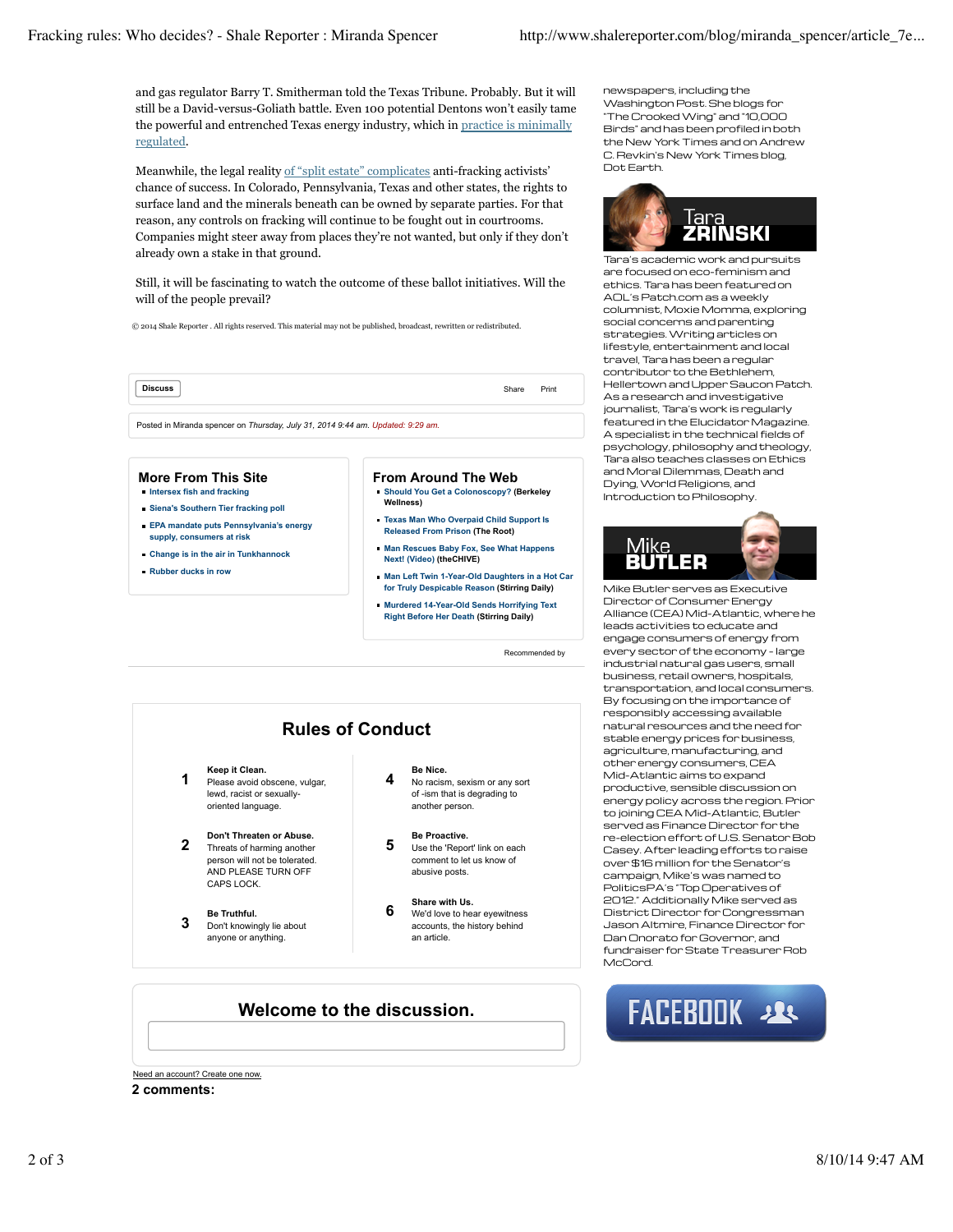and gas regulator Barry T. Smitherman told the Texas Tribune. Probably. But it will still be a David-versus-Goliath battle. Even 100 potential Dentons won't easily tame the powerful and entrenched Texas energy industry, which in practice is minimally regulated.

Meanwhile, the legal reality of "split estate" complicates anti-fracking activists' chance of success. In Colorado, Pennsylvania, Texas and other states, the rights to surface land and the minerals beneath can be owned by separate parties. For that reason, any controls on fracking will continue to be fought out in courtrooms. Companies might steer away from places they're not wanted, but only if they don't already own a stake in that ground.

Still, it will be fascinating to watch the outcome of these ballot initiatives. Will the will of the people prevail?

© 2014 Shale Reporter . All rights reserved. This material may not be published, broadcast, rewritten or redistributed.

Discuss | Share | Print

Posted in Miranda spencer on *Thursday, July 31, 2014 9:44 am. Updated: 9:29 am.*

### More From This Site

- Intersex fish and fracking
- Siena's Southern Tier fracking poll
- EPA mandate puts Pennsylvania's energy supply, consumers at risk
- Change is in the air in Tunkhannock
- Rubber ducks in row

### From Around The Web

- Should You Get a Colonoscopy? (Berkeley Wellness)
- Texas Man Who Overpaid Child Support Is Released From Prison (The Root)
- Man Rescues Baby Fox, See What Happens Next! (Video) (theCHIVE)
- Man Left Twin 1-Year-Old Daughters in a Hot Car for Truly Despicable Reason (Stirring Daily)
- Murdered 14-Year-Old Sends Horrifying Text Right Before Her Death (Stirring Daily)

Recommended by

## Rules of Conduct

1. **Keep it Clean.** Please avoid obscene, vulgar, lewd, racist or sexually-oriented language.
2. **Don't Threaten or Abuse.** Threats of harming another person will not be tolerated. AND PLEASE TURN OFF CAPS LOCK.
3. **Be Truthful.** Don't knowingly lie about anyone or anything.
4. **Be Nice.** No racism, sexism or any sort of -ism that is degrading to another person.
5. **Be Proactive.** Use the 'Report' link on each comment to let us know of abusive posts.
6. **Share with Us.** We'd love to hear eyewitness accounts, the history behind an article.

## Welcome to the discussion.

Need an account? Create one now.

**2 comments:**

newspapers, including the Washington Post. She blogs for "The Crooked Wing" and "10,000 Birds" and has been profiled in both the New York Times and on Andrew C. Revkin's New York Times blog, Dot Earth.

**Tara ZRINSKI**

Tara's academic work and pursuits are focused on eco-feminism and ethics. Tara has been featured on AOL's Patch.com as a weekly columnist, Moxie Momma, exploring social concerns and parenting strategies. Writing articles on lifestyle, entertainment and local travel, Tara has been a regular contributor to the Bethlehem, Hellertown and Upper Saucon Patch. As a research and investigative journalist, Tara's work is regularly featured in the Elucidator Magazine. A specialist in the technical fields of psychology, philosophy and theology, Tara also teaches classes on Ethics and Moral Dilemmas, Death and Dying, World Religions, and Introduction to Philosophy.

**Mike BUTLER**

Mike Butler serves as Executive Director of Consumer Energy Alliance (CEA) Mid-Atlantic, where he leads activities to educate and engage consumers of energy from every sector of the economy - large industrial natural gas users, small business, retail owners, hospitals, transportation, and local consumers. By focusing on the importance of responsibly accessing available natural resources and the need for stable energy prices for business, agriculture, manufacturing, and other energy consumers, CEA Mid-Atlantic aims to expand productive, sensible discussion on energy policy across the region. Prior to joining CEA Mid-Atlantic, Butler served as Finance Director for the re-election effort of U.S. Senator Bob Casey. After leading efforts to raise over $16 million for the Senator's campaign, Mike's was named to PoliticsPA's "Top Operatives of 2012." Additionally Mike served as District Director for Congressman Jason Altmire, Finance Director for Dan Onorato for Governor, and fundraiser for State Treasurer Rob McCord.

FACEBOOK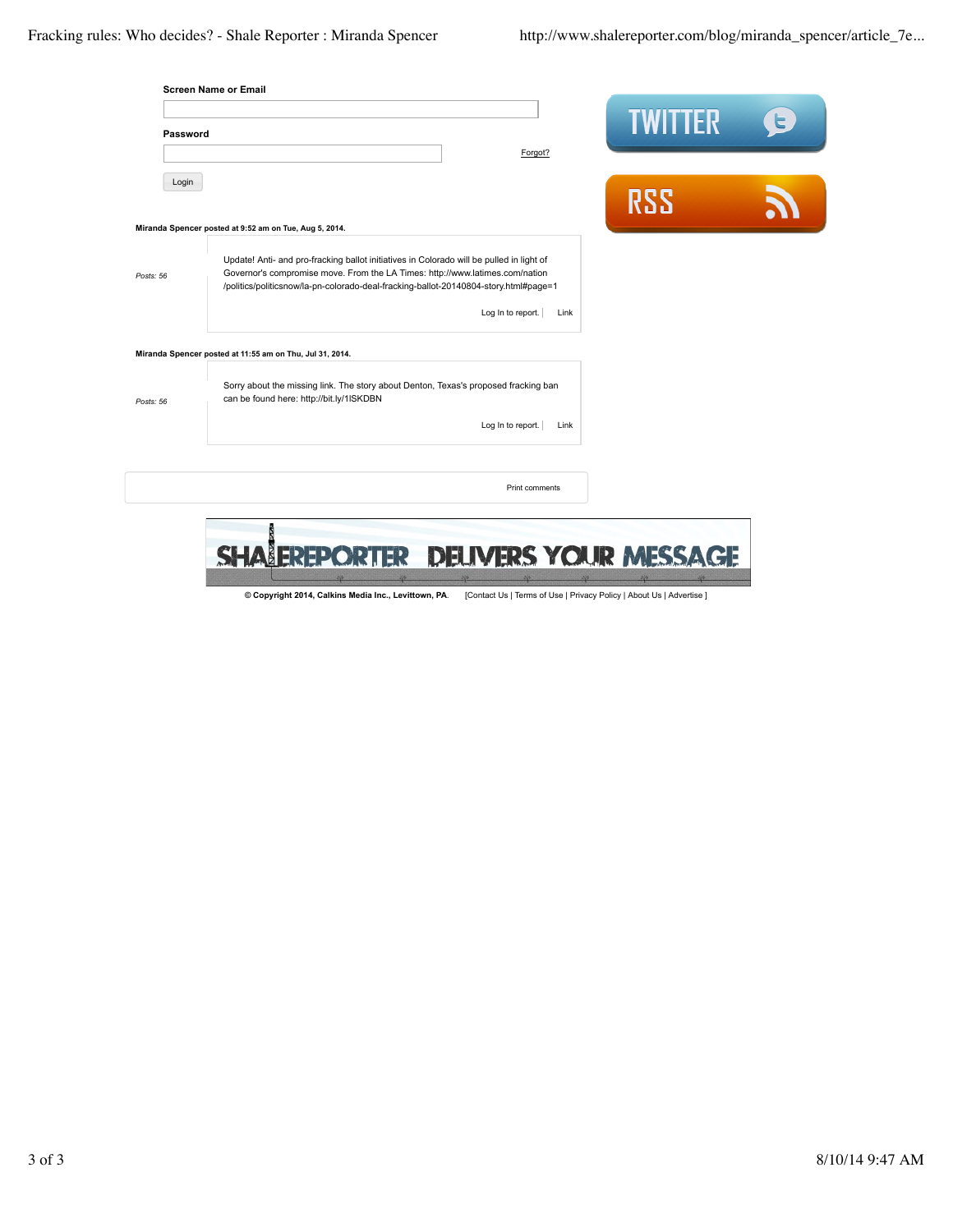Screen Name or Email

Password

Forgot?

Login

TWITTER

RSS

**Miranda Spencer posted at 9:52 am on Tue, Aug 5, 2014.**

*Posts: 56*

Update! Anti- and pro-fracking ballot initiatives in Colorado will be pulled in light of Governor's compromise move. From the LA Times: http://www.latimes.com/nation/politics/politicsnow/la-pn-colorado-deal-fracking-ballot-20140804-story.html#page=1

Log In to report. | Link

**Miranda Spencer posted at 11:55 am on Thu, Jul 31, 2014.**

*Posts: 56*

Sorry about the missing link. The story about Denton, Texas's proposed fracking ban can be found here: http://bit.ly/1lSKDBN

Log In to report. | Link

Print comments

SHALEREPORTER DELIVERS YOUR MESSAGE

**© Copyright 2014, Calkins Media Inc., Levittown, PA.** [Contact Us | Terms of Use | Privacy Policy | About Us | Advertise ]